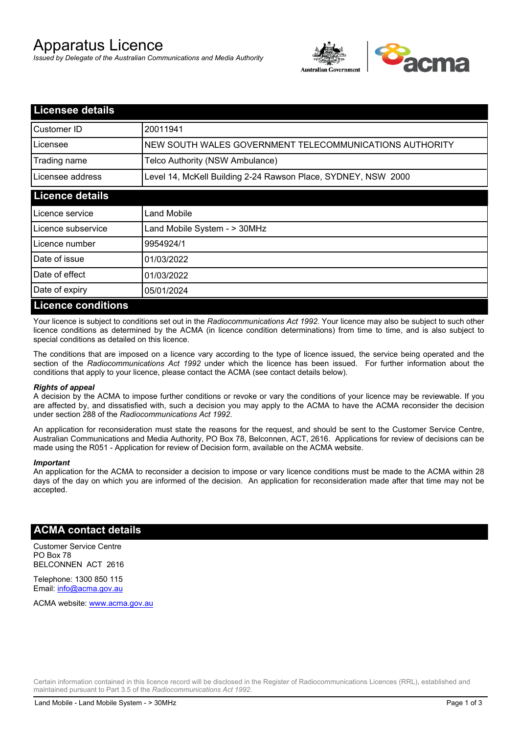# Apparatus Licence

*Issued by Delegate of the Australian Communications and Media Authority*

## Licensee details

| | |
|---|---|
| Customer ID | 20011941 |
| Licensee | NEW SOUTH WALES GOVERNMENT TELECOMMUNICATIONS AUTHORITY |
| Trading name | Telco Authority (NSW Ambulance) |
| Licensee address | Level 14, McKell Building 2-24 Rawson Place, SYDNEY, NSW 2000 |

## Licence details

| | |
|---|---|
| Licence service | Land Mobile |
| Licence subservice | Land Mobile System - > 30MHz |
| Licence number | 9954924/1 |
| Date of issue | 01/03/2022 |
| Date of effect | 01/03/2022 |
| Date of expiry | 05/01/2024 |

## Licence conditions

Your licence is subject to conditions set out in the *Radiocommunications Act 1992*. Your licence may also be subject to such other licence conditions as determined by the ACMA (in licence condition determinations) from time to time, and is also subject to special conditions as detailed on this licence.

The conditions that are imposed on a licence vary according to the type of licence issued, the service being operated and the section of the *Radiocommunications Act 1992* under which the licence has been issued. For further information about the conditions that apply to your licence, please contact the ACMA (see contact details below).

#### *Rights of appeal*

A decision by the ACMA to impose further conditions or revoke or vary the conditions of your licence may be reviewable. If you are affected by, and dissatisfied with, such a decision you may apply to the ACMA to have the ACMA reconsider the decision under section 288 of the *Radiocommunications Act 1992*.

An application for reconsideration must state the reasons for the request, and should be sent to the Customer Service Centre, Australian Communications and Media Authority, PO Box 78, Belconnen, ACT, 2616. Applications for review of decisions can be made using the R051 - Application for review of Decision form, available on the ACMA website.

#### *Important*

An application for the ACMA to reconsider a decision to impose or vary licence conditions must be made to the ACMA within 28 days of the day on which you are informed of the decision. An application for reconsideration made after that time may not be accepted.

## ACMA contact details

Customer Service Centre
PO Box 78
BELCONNEN ACT 2616

Telephone: 1300 850 115
Email: info@acma.gov.au

ACMA website: www.acma.gov.au

Certain information contained in this licence record will be disclosed in the Register of Radiocommunications Licences (RRL), established and maintained pursuant to Part 3.5 of the *Radiocommunications Act 1992.*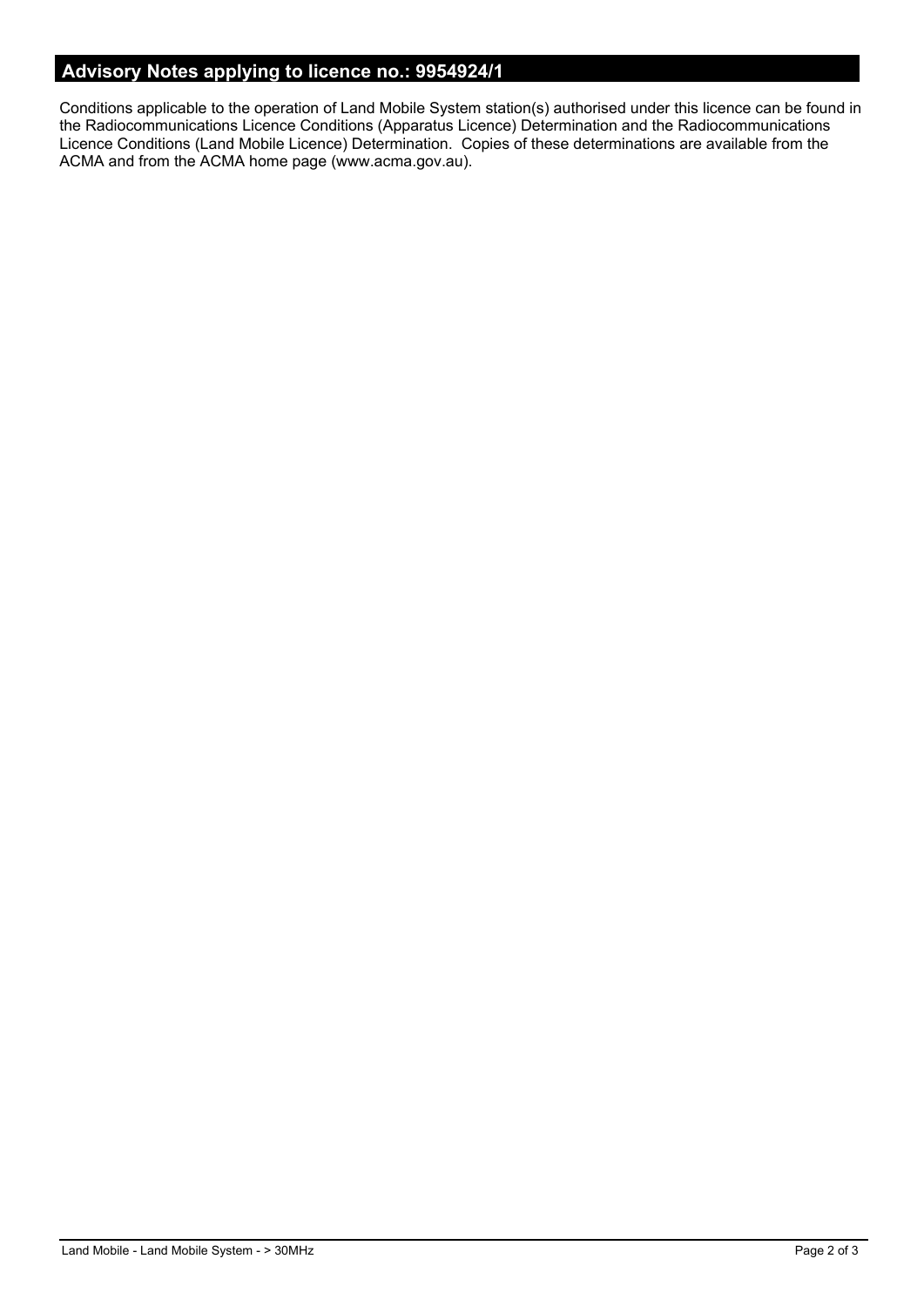## Advisory Notes applying to licence no.: 9954924/1

Conditions applicable to the operation of Land Mobile System station(s) authorised under this licence can be found in the Radiocommunications Licence Conditions (Apparatus Licence) Determination and the Radiocommunications Licence Conditions (Land Mobile Licence) Determination. Copies of these determinations are available from the ACMA and from the ACMA home page (www.acma.gov.au).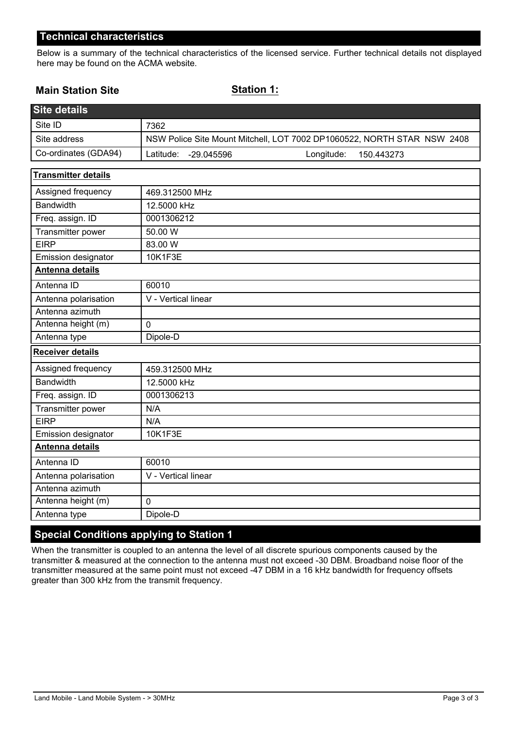## Technical characteristics

Below is a summary of the technical characteristics of the licensed service. Further technical details not displayed here may be found on the ACMA website.

**Main Station Site** **Station 1:**

| Site details | |
|---|---|
| Site ID | 7362 |
| Site address | NSW Police Site Mount Mitchell, LOT 7002 DP1060522, NORTH STAR NSW 2408 |
| Co-ordinates (GDA94) | Latitude: -29.045596 Longitude: 150.443273 |

| Transmitter details | |
|---|---|
| Assigned frequency | 469.312500 MHz |
| Bandwidth | 12.5000 kHz |
| Freq. assign. ID | 0001306212 |
| Transmitter power | 50.00 W |
| EIRP | 83.00 W |
| Emission designator | 10K1F3E |
| **Antenna details** | |
| Antenna ID | 60010 |
| Antenna polarisation | V - Vertical linear |
| Antenna azimuth | |
| Antenna height (m) | 0 |
| Antenna type | Dipole-D |

| Receiver details | |
|---|---|
| Assigned frequency | 459.312500 MHz |
| Bandwidth | 12.5000 kHz |
| Freq. assign. ID | 0001306213 |
| Transmitter power | N/A |
| EIRP | N/A |
| Emission designator | 10K1F3E |
| **Antenna details** | |
| Antenna ID | 60010 |
| Antenna polarisation | V - Vertical linear |
| Antenna azimuth | |
| Antenna height (m) | 0 |
| Antenna type | Dipole-D |

## Special Conditions applying to Station 1

When the transmitter is coupled to an antenna the level of all discrete spurious components caused by the transmitter & measured at the connection to the antenna must not exceed -30 DBM. Broadband noise floor of the transmitter measured at the same point must not exceed -47 DBM in a 16 kHz bandwidth for frequency offsets greater than 300 kHz from the transmit frequency.